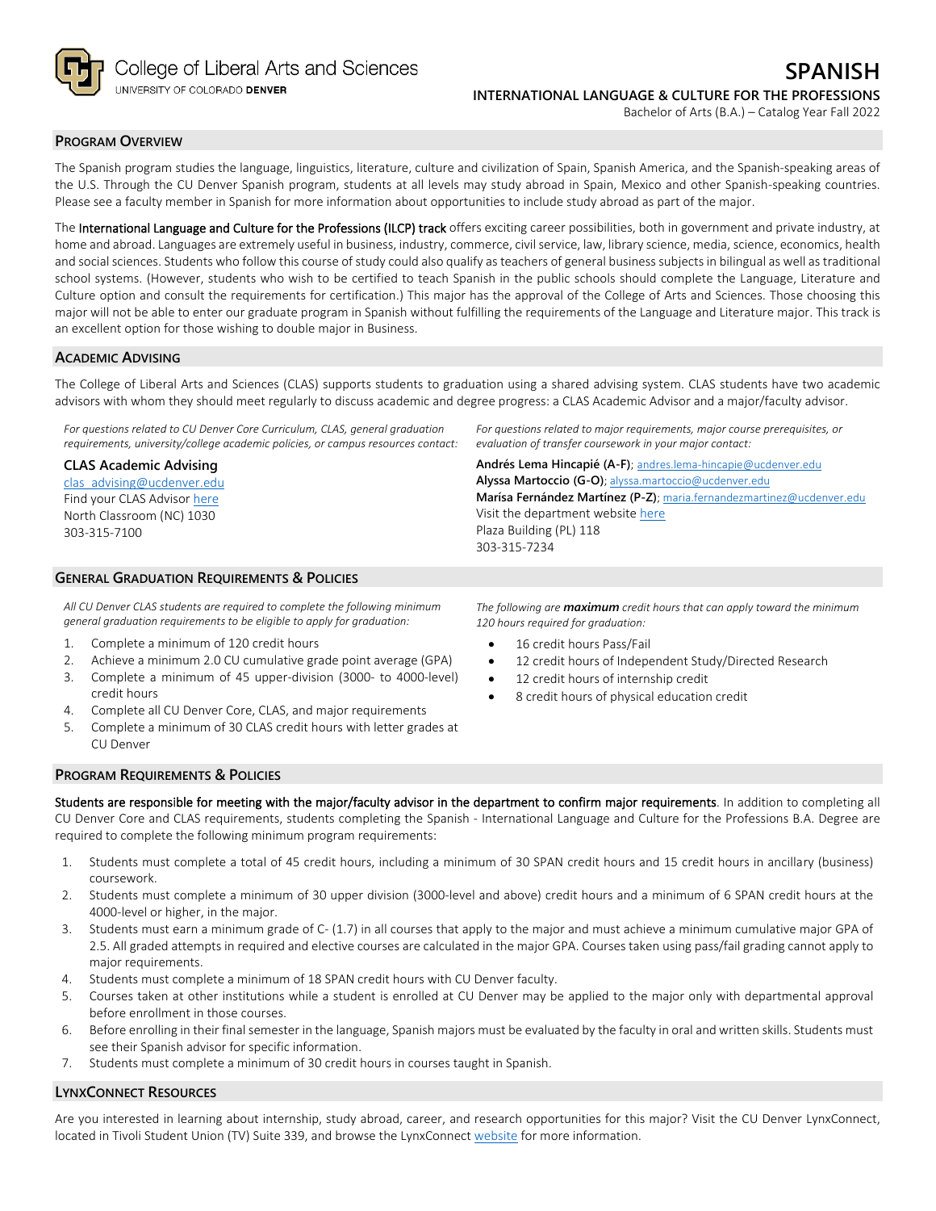College of Liberal Arts and Sciences
UNIVERSITY OF COLORADO DENVER

# SPANISH

## INTERNATIONAL LANGUAGE & CULTURE FOR THE PROFESSIONS

Bachelor of Arts (B.A.) – Catalog Year Fall 2022

## PROGRAM OVERVIEW

The Spanish program studies the language, linguistics, literature, culture and civilization of Spain, Spanish America, and the Spanish-speaking areas of the U.S. Through the CU Denver Spanish program, students at all levels may study abroad in Spain, Mexico and other Spanish-speaking countries. Please see a faculty member in Spanish for more information about opportunities to include study abroad as part of the major.

The International Language and Culture for the Professions (ILCP) track offers exciting career possibilities, both in government and private industry, at home and abroad. Languages are extremely useful in business, industry, commerce, civil service, law, library science, media, science, economics, health and social sciences. Students who follow this course of study could also qualify as teachers of general business subjects in bilingual as well as traditional school systems. (However, students who wish to be certified to teach Spanish in the public schools should complete the Language, Literature and Culture option and consult the requirements for certification.) This major has the approval of the College of Arts and Sciences. Those choosing this major will not be able to enter our graduate program in Spanish without fulfilling the requirements of the Language and Literature major. This track is an excellent option for those wishing to double major in Business.

## ACADEMIC ADVISING

The College of Liberal Arts and Sciences (CLAS) supports students to graduation using a shared advising system. CLAS students have two academic advisors with whom they should meet regularly to discuss academic and degree progress: a CLAS Academic Advisor and a major/faculty advisor.

*For questions related to CU Denver Core Curriculum, CLAS, general graduation requirements, university/college academic policies, or campus resources contact:*

**CLAS Academic Advising**
clas_advising@ucdenver.edu
Find your CLAS Advisor here
North Classroom (NC) 1030
303-315-7100

*For questions related to major requirements, major course prerequisites, or evaluation of transfer coursework in your major contact:*

**Andrés Lema Hincapié (A-F)**; andres.lema-hincapie@ucdenver.edu
**Alyssa Martoccio (G-O)**; alyssa.martoccio@ucdenver.edu
**Marísa Fernández Martínez (P-Z)**; maria.fernandezmartinez@ucdenver.edu
Visit the department website here
Plaza Building (PL) 118
303-315-7234

## GENERAL GRADUATION REQUIREMENTS & POLICIES

*All CU Denver CLAS students are required to complete the following minimum general graduation requirements to be eligible to apply for graduation:*

1. Complete a minimum of 120 credit hours
2. Achieve a minimum 2.0 CU cumulative grade point average (GPA)
3. Complete a minimum of 45 upper-division (3000- to 4000-level) credit hours
4. Complete all CU Denver Core, CLAS, and major requirements
5. Complete a minimum of 30 CLAS credit hours with letter grades at CU Denver

*The following are* ***maximum*** *credit hours that can apply toward the minimum 120 hours required for graduation:*

- 16 credit hours Pass/Fail
- 12 credit hours of Independent Study/Directed Research
- 12 credit hours of internship credit
- 8 credit hours of physical education credit

## PROGRAM REQUIREMENTS & POLICIES

Students are responsible for meeting with the major/faculty advisor in the department to confirm major requirements. In addition to completing all CU Denver Core and CLAS requirements, students completing the Spanish - International Language and Culture for the Professions B.A. Degree are required to complete the following minimum program requirements:

1. Students must complete a total of 45 credit hours, including a minimum of 30 SPAN credit hours and 15 credit hours in ancillary (business) coursework.
2. Students must complete a minimum of 30 upper division (3000-level and above) credit hours and a minimum of 6 SPAN credit hours at the 4000-level or higher, in the major.
3. Students must earn a minimum grade of C- (1.7) in all courses that apply to the major and must achieve a minimum cumulative major GPA of 2.5. All graded attempts in required and elective courses are calculated in the major GPA. Courses taken using pass/fail grading cannot apply to major requirements.
4. Students must complete a minimum of 18 SPAN credit hours with CU Denver faculty.
5. Courses taken at other institutions while a student is enrolled at CU Denver may be applied to the major only with departmental approval before enrollment in those courses.
6. Before enrolling in their final semester in the language, Spanish majors must be evaluated by the faculty in oral and written skills. Students must see their Spanish advisor for specific information.
7. Students must complete a minimum of 30 credit hours in courses taught in Spanish.

## LYNXCONNECT RESOURCES

Are you interested in learning about internship, study abroad, career, and research opportunities for this major? Visit the CU Denver LynxConnect, located in Tivoli Student Union (TV) Suite 339, and browse the LynxConnect website for more information.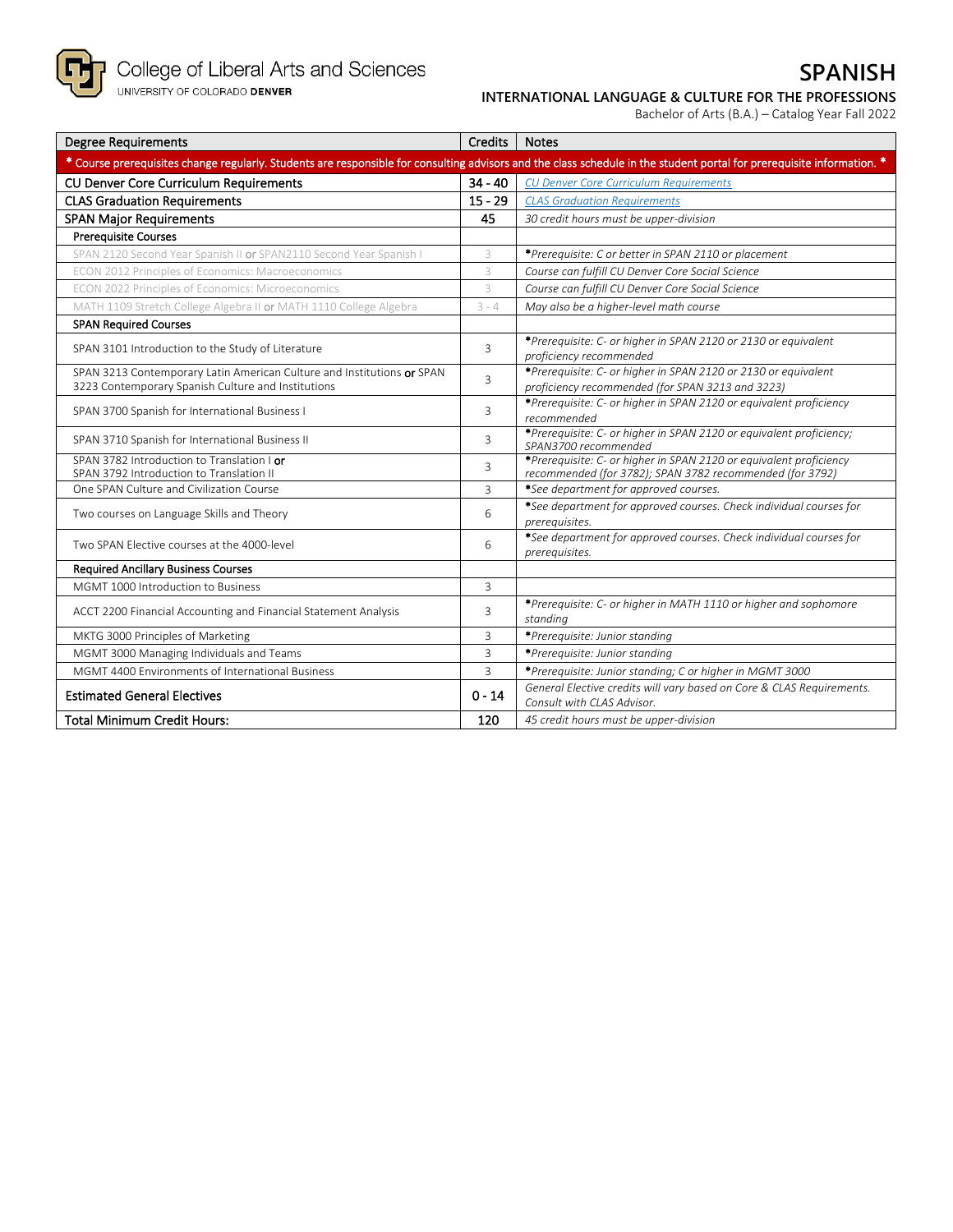College of Liberal Arts and Sciences
UNIVERSITY OF COLORADO DENVER

# SPANISH

## INTERNATIONAL LANGUAGE & CULTURE FOR THE PROFESSIONS

Bachelor of Arts (B.A.) – Catalog Year Fall 2022

| Degree Requirements | Credits | Notes |
|---|---|---|
| * Course prerequisites change regularly. Students are responsible for consulting advisors and the class schedule in the student portal for prerequisite information. * | | |
| CU Denver Core Curriculum Requirements | 34 - 40 | *CU Denver Core Curriculum Requirements* |
| CLAS Graduation Requirements | 15 - 29 | *CLAS Graduation Requirements* |
| SPAN Major Requirements | 45 | *30 credit hours must be upper-division* |
| **Prerequisite Courses** | | |
| SPAN 2120 Second Year Spanish II **or** SPAN2110 Second Year Spanish I | 3 | ***Prerequisite: C or better in SPAN 2110 or placement* |
| ECON 2012 Principles of Economics: Macroeconomics | 3 | *Course can fulfill CU Denver Core Social Science* |
| ECON 2022 Principles of Economics: Microeconomics | 3 | *Course can fulfill CU Denver Core Social Science* |
| MATH 1109 Stretch College Algebra II **or** MATH 1110 College Algebra | 3 - 4 | *May also be a higher-level math course* |
| **SPAN Required Courses** | | |
| SPAN 3101 Introduction to the Study of Literature | 3 | ***Prerequisite: C- or higher in SPAN 2120 or 2130 or equivalent proficiency recommended* |
| SPAN 3213 Contemporary Latin American Culture and Institutions **or** SPAN 3223 Contemporary Spanish Culture and Institutions | 3 | ***Prerequisite: C- or higher in SPAN 2120 or 2130 or equivalent proficiency recommended (for SPAN 3213 and 3223)* |
| SPAN 3700 Spanish for International Business I | 3 | ***Prerequisite: C- or higher in SPAN 2120 or equivalent proficiency recommended* |
| SPAN 3710 Spanish for International Business II | 3 | ***Prerequisite: C- or higher in SPAN 2120 or equivalent proficiency; SPAN3700 recommended* |
| SPAN 3782 Introduction to Translation I **or** SPAN 3792 Introduction to Translation II | 3 | ***Prerequisite: C- or higher in SPAN 2120 or equivalent proficiency recommended (for 3782); SPAN 3782 recommended (for 3792)* |
| One SPAN Culture and Civilization Course | 3 | ***See department for approved courses.* |
| Two courses on Language Skills and Theory | 6 | ***See department for approved courses. Check individual courses for prerequisites.* |
| Two SPAN Elective courses at the 4000-level | 6 | ***See department for approved courses. Check individual courses for prerequisites.* |
| **Required Ancillary Business Courses** | | |
| MGMT 1000 Introduction to Business | 3 | |
| ACCT 2200 Financial Accounting and Financial Statement Analysis | 3 | ***Prerequisite: C- or higher in MATH 1110 or higher and sophomore standing* |
| MKTG 3000 Principles of Marketing | 3 | ***Prerequisite: Junior standing* |
| MGMT 3000 Managing Individuals and Teams | 3 | ***Prerequisite: Junior standing* |
| MGMT 4400 Environments of International Business | 3 | ***Prerequisite: Junior standing; C or higher in MGMT 3000* |
| Estimated General Electives | 0 - 14 | *General Elective credits will vary based on Core & CLAS Requirements. Consult with CLAS Advisor.* |
| Total Minimum Credit Hours: | 120 | *45 credit hours must be upper-division* |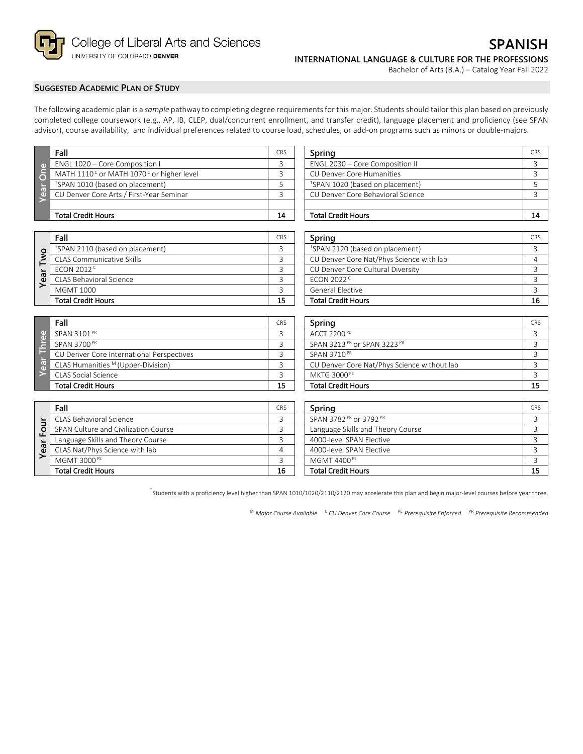# SPANISH

**INTERNATIONAL LANGUAGE & CULTURE FOR THE PROFESSIONS**

Bachelor of Arts (B.A.) – Catalog Year Fall 2022

## SUGGESTED ACADEMIC PLAN OF STUDY

The following academic plan is a *sample* pathway to completing degree requirements for this major. Students should tailor this plan based on previously completed college coursework (e.g., AP, IB, CLEP, dual/concurrent enrollment, and transfer credit), language placement and proficiency (see SPAN advisor), course availability, and individual preferences related to course load, schedules, or add-on programs such as minors or double-majors.

### Year One

| Fall | CRS | Spring | CRS |
|---|---|---|---|
| ENGL 1020 – Core Composition I | 3 | ENGL 2030 – Core Composition II | 3 |
| MATH 1110 [C] or MATH 1070 [C] or higher level | 3 | CU Denver Core Humanities | 3 |
| †SPAN 1010 (based on placement) | 5 | †SPAN 1020 (based on placement) | 5 |
| CU Denver Core Arts / First-Year Seminar | 3 | CU Denver Core Behavioral Science | 3 |
| | | | |
| **Total Credit Hours** | **14** | **Total Credit Hours** | **14** |

### Year Two

| Fall | CRS | Spring | CRS |
|---|---|---|---|
| †SPAN 2110 (based on placement) | 3 | †SPAN 2120 (based on placement) | 3 |
| CLAS Communicative Skills | 3 | CU Denver Core Nat/Phys Science with lab | 4 |
| ECON 2012 [C] | 3 | CU Denver Core Cultural Diversity | 3 |
| CLAS Behavioral Science | 3 | ECON 2022 [C] | 3 |
| MGMT 1000 | 3 | General Elective | 3 |
| **Total Credit Hours** | **15** | **Total Credit Hours** | **16** |

### Year Three

| Fall | CRS | Spring | CRS |
|---|---|---|---|
| SPAN 3101 [PR] | 3 | ACCT 2200 [PE] | 3 |
| SPAN 3700 [PR] | 3 | SPAN 3213 [PR] or SPAN 3223 [PR] | 3 |
| CU Denver Core International Perspectives | 3 | SPAN 3710 [PR] | 3 |
| CLAS Humanities [M] (Upper-Division) | 3 | CU Denver Core Nat/Phys Science without lab | 3 |
| CLAS Social Science | 3 | MKTG 3000 [PE] | 3 |
| **Total Credit Hours** | **15** | **Total Credit Hours** | **15** |

### Year Four

| Fall | CRS | Spring | CRS |
|---|---|---|---|
| CLAS Behavioral Science | 3 | SPAN 3782 [PR] or 3792 [PR] | 3 |
| SPAN Culture and Civilization Course | 3 | Language Skills and Theory Course | 3 |
| Language Skills and Theory Course | 3 | 4000-level SPAN Elective | 3 |
| CLAS Nat/Phys Science with lab | 4 | 4000-level SPAN Elective | 3 |
| MGMT 3000 [PE] | 3 | MGMT 4400 [PE] | 3 |
| **Total Credit Hours** | **16** | **Total Credit Hours** | **15** |

†Students with a proficiency level higher than SPAN 1010/1020/2110/2120 may accelerate this plan and begin major-level courses before year three.

[M] *Major Course Available* [C] *CU Denver Core Course* [PE] *Prerequisite Enforced* [PR] *Prerequisite Recommended*